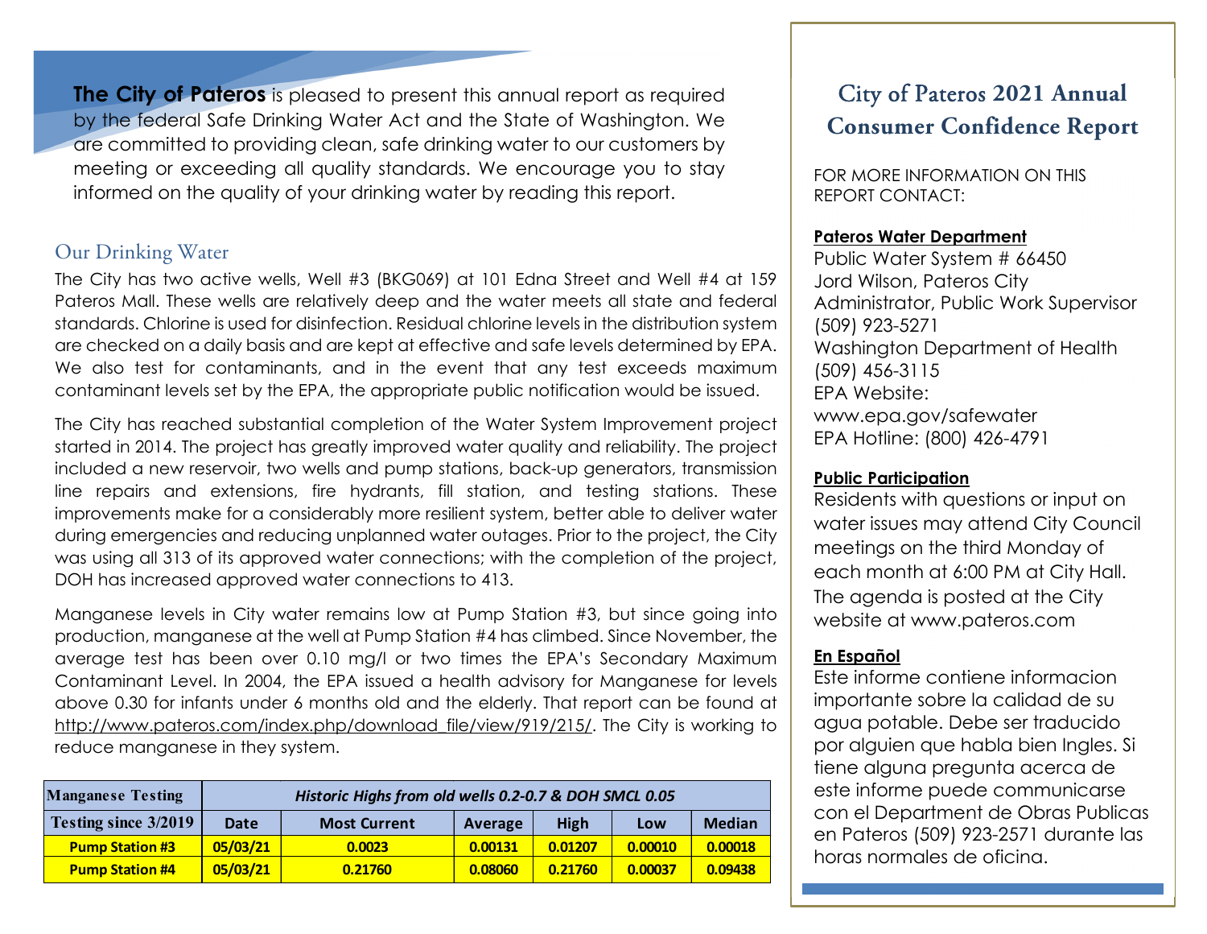# City of Pateros 2021 Annual Consumer Confidence Report

**The City of Pateros** is pleased to present this annual report as required by the federal Safe Drinking Water Act and the State of Washington. We are committed to providing clean, safe drinking water to our customers by meeting or exceeding all quality standards. We encourage you to stay informed on the quality of your drinking water by reading this report.

## Our Drinking Water

The City has two active wells, Well #3 (BKG069) at 101 Edna Street and Well #4 at 159 Pateros Mall. These wells are relatively deep and the water meets all state and federal standards. Chlorine is used for disinfection. Residual chlorine levels in the distribution system are checked on a daily basis and are kept at effective and safe levels determined by EPA. We also test for contaminants, and in the event that any test exceeds maximum contaminant levels set by the EPA, the appropriate public notification would be issued.

The City has reached substantial completion of the Water System Improvement project started in 2014. The project has greatly improved water quality and reliability. The project included a new reservoir, two wells and pump stations, back-up generators, transmission line repairs and extensions, fire hydrants, fill station, and testing stations. These improvements make for a considerably more resilient system, better able to deliver water during emergencies and reducing unplanned water outages. Prior to the project, the City was using all 313 of its approved water connections; with the completion of the project, DOH has increased approved water connections to 413.

Manganese levels in City water remains low at Pump Station #3, but since going into production, manganese at the well at Pump Station #4 has climbed. Since November, the average test has been over 0.10 mg/l or two times the EPA's Secondary Maximum Contaminant Level. In 2004, the EPA issued a health advisory for Manganese for levels above 0.30 for infants under 6 months old and the elderly. That report can be found at http://www.pateros.com/index.php/download_file/view/919/215/. The City is working to reduce manganese in they system.

| Manganese Testing | *Historic Highs from old wells 0.2-0.7 & DOH SMCL 0.05* | | | | | |
|---|---|---|---|---|---|---|
| **Testing since 3/2019** | **Date** | **Most Current** | **Average** | **High** | **Low** | **Median** |
| **Pump Station #3** | **05/03/21** | **0.0023** | **0.00131** | **0.01207** | **0.00010** | **0.00018** |
| **Pump Station #4** | **05/03/21** | **0.21760** | **0.08060** | **0.21760** | **0.00037** | **0.09438** |

FOR MORE INFORMATION ON THIS REPORT CONTACT:

**Pateros Water Department**
Public Water System # 66450
Jord Wilson, Pateros City Administrator, Public Work Supervisor
(509) 923-5271
Washington Department of Health
(509) 456-3115
EPA Website:
www.epa.gov/safewater
EPA Hotline: (800) 426-4791

**Public Participation**
Residents with questions or input on water issues may attend City Council meetings on the third Monday of each month at 6:00 PM at City Hall. The agenda is posted at the City website at www.pateros.com

**En Español**
Este informe contiene informacion importante sobre la calidad de su agua potable. Debe ser traducido por alguien que habla bien Ingles. Si tiene alguna pregunta acerca de este informe puede communicarse con el Department de Obras Publicas en Pateros (509) 923-2571 durante las horas normales de oficina.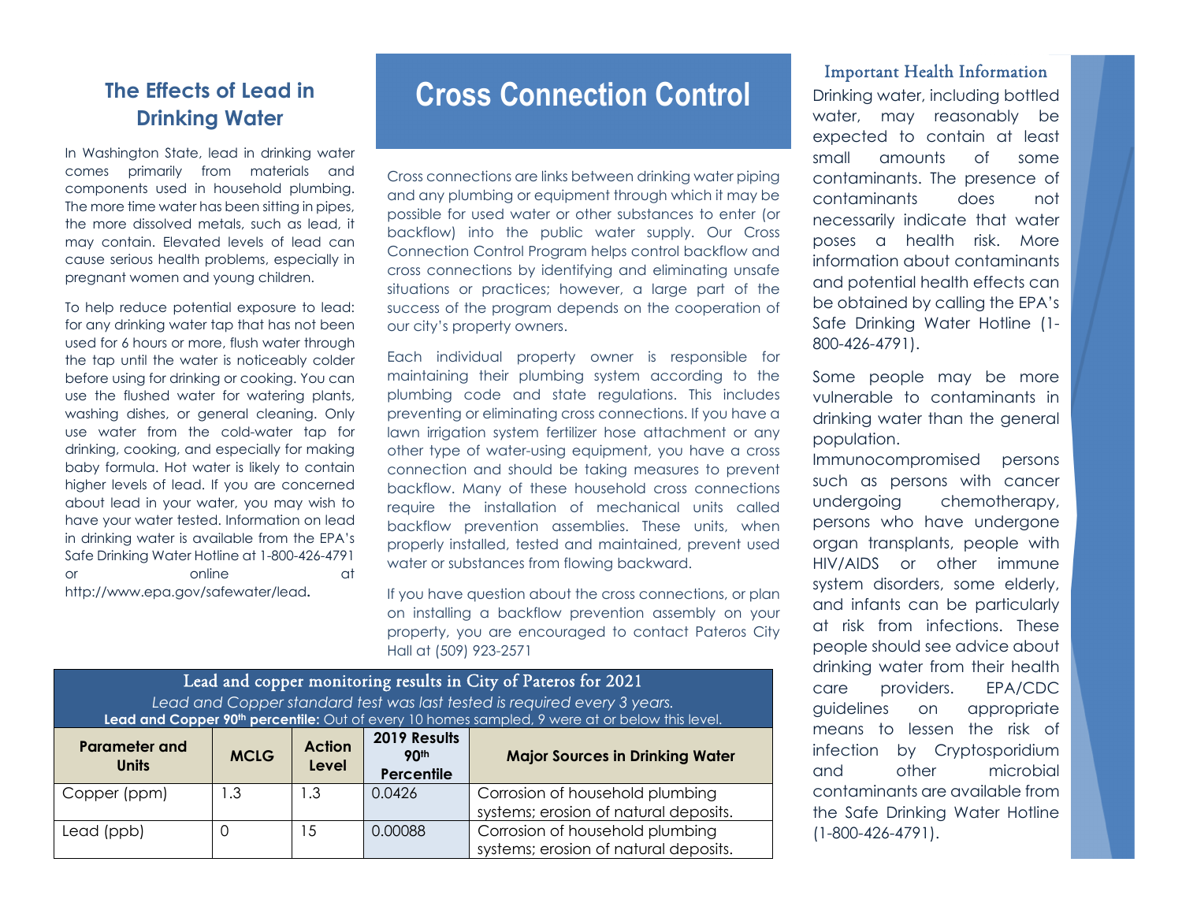## The Effects of Lead in Drinking Water

In Washington State, lead in drinking water comes primarily from materials and components used in household plumbing. The more time water has been sitting in pipes, the more dissolved metals, such as lead, it may contain. Elevated levels of lead can cause serious health problems, especially in pregnant women and young children.

To help reduce potential exposure to lead: for any drinking water tap that has not been used for 6 hours or more, flush water through the tap until the water is noticeably colder before using for drinking or cooking. You can use the flushed water for watering plants, washing dishes, or general cleaning. Only use water from the cold-water tap for drinking, cooking, and especially for making baby formula. Hot water is likely to contain higher levels of lead. If you are concerned about lead in your water, you may wish to have your water tested. Information on lead in drinking water is available from the EPA's Safe Drinking Water Hotline at 1-800-426-4791 or online at http://www.epa.gov/safewater/lead.

## Cross Connection Control

Cross connections are links between drinking water piping and any plumbing or equipment through which it may be possible for used water or other substances to enter (or backflow) into the public water supply. Our Cross Connection Control Program helps control backflow and cross connections by identifying and eliminating unsafe situations or practices; however, a large part of the success of the program depends on the cooperation of our city's property owners.

Each individual property owner is responsible for maintaining their plumbing system according to the plumbing code and state regulations. This includes preventing or eliminating cross connections. If you have a lawn irrigation system fertilizer hose attachment or any other type of water-using equipment, you have a cross connection and should be taking measures to prevent backflow. Many of these household cross connections require the installation of mechanical units called backflow prevention assemblies. These units, when properly installed, tested and maintained, prevent used water or substances from flowing backward.

If you have question about the cross connections, or plan on installing a backflow prevention assembly on your property, you are encouraged to contact Pateros City Hall at (509) 923-2571

**Lead and copper monitoring results in City of Pateros for 2021**

*Lead and Copper standard test was last tested is required every 3 years.*

**Lead and Copper 90th percentile:** Out of every 10 homes sampled, 9 were at or below this level.

| Parameter and Units | MCLG | Action Level | 2019 Results 90th Percentile | Major Sources in Drinking Water |
|---|---|---|---|---|
| Copper (ppm) | 1.3 | 1.3 | 0.0426 | Corrosion of household plumbing systems; erosion of natural deposits. |
| Lead (ppb) | 0 | 15 | 0.00088 | Corrosion of household plumbing systems; erosion of natural deposits. |

### Important Health Information

Drinking water, including bottled water, may reasonably be expected to contain at least small amounts of some contaminants. The presence of contaminants does not necessarily indicate that water poses a health risk. More information about contaminants and potential health effects can be obtained by calling the EPA's Safe Drinking Water Hotline (1-800-426-4791).

Some people may be more vulnerable to contaminants in drinking water than the general population.

Immunocompromised persons such as persons with cancer undergoing chemotherapy, persons who have undergone organ transplants, people with HIV/AIDS or other immune system disorders, some elderly, and infants can be particularly at risk from infections. These people should see advice about drinking water from their health care providers. EPA/CDC guidelines on appropriate means to lessen the risk of infection by Cryptosporidium and other microbial contaminants are available from the Safe Drinking Water Hotline (1-800-426-4791).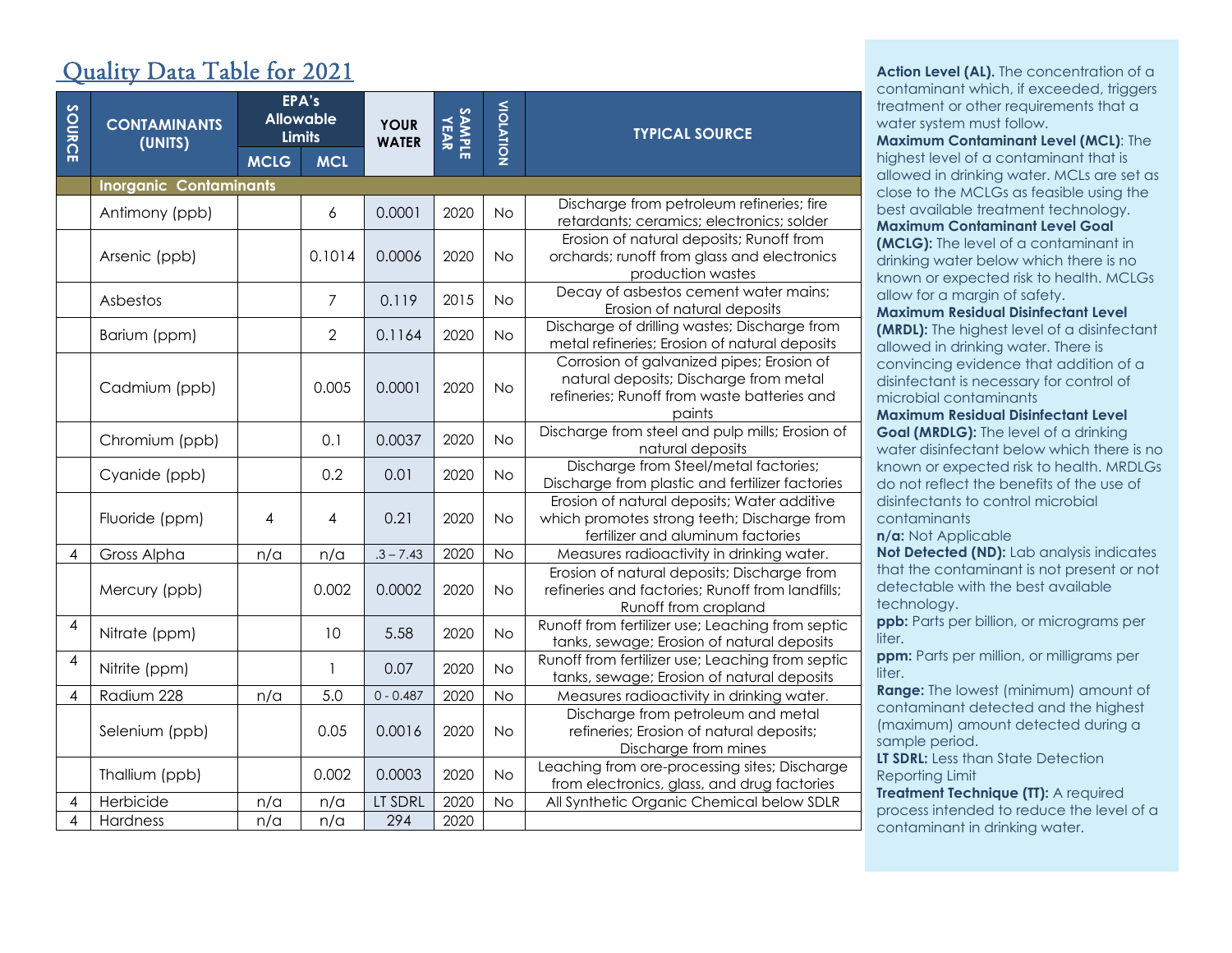# Quality Data Table for 2021

| SOURCE | CONTAMINANTS (UNITS) | EPA's Allowable Limits | | YOUR WATER | SAMPLE YEAR | VIOLATION | TYPICAL SOURCE |
|---|---|---|---|---|---|---|---|
| | | MCLG | MCL | | | | |
| | **Inorganic Contaminants** | | | | | | |
| | Antimony (ppb) | | 6 | 0.0001 | 2020 | No | Discharge from petroleum refineries; fire retardants; ceramics; electronics; solder |
| | Arsenic (ppb) | | 0.1014 | 0.0006 | 2020 | No | Erosion of natural deposits; Runoff from orchards; runoff from glass and electronics production wastes |
| | Asbestos | | 7 | 0.119 | 2015 | No | Decay of asbestos cement water mains; Erosion of natural deposits |
| | Barium (ppm) | | 2 | 0.1164 | 2020 | No | Discharge of drilling wastes; Discharge from metal refineries; Erosion of natural deposits |
| | Cadmium (ppb) | | 0.005 | 0.0001 | 2020 | No | Corrosion of galvanized pipes; Erosion of natural deposits; Discharge from metal refineries; Runoff from waste batteries and paints |
| | Chromium (ppb) | | 0.1 | 0.0037 | 2020 | No | Discharge from steel and pulp mills; Erosion of natural deposits |
| | Cyanide (ppb) | | 0.2 | 0.01 | 2020 | No | Discharge from Steel/metal factories; Discharge from plastic and fertilizer factories |
| | Fluoride (ppm) | 4 | 4 | 0.21 | 2020 | No | Erosion of natural deposits; Water additive which promotes strong teeth; Discharge from fertilizer and aluminum factories |
| 4 | Gross Alpha | n/a | n/a | .3 – 7.43 | 2020 | No | Measures radioactivity in drinking water. |
| | Mercury (ppb) | | 0.002 | 0.0002 | 2020 | No | Erosion of natural deposits; Discharge from refineries and factories; Runoff from landfills; Runoff from cropland |
| 4 | Nitrate (ppm) | | 10 | 5.58 | 2020 | No | Runoff from fertilizer use; Leaching from septic tanks, sewage; Erosion of natural deposits |
| 4 | Nitrite (ppm) | | 1 | 0.07 | 2020 | No | Runoff from fertilizer use; Leaching from septic tanks, sewage; Erosion of natural deposits |
| 4 | Radium 228 | n/a | 5.0 | 0 - 0.487 | 2020 | No | Measures radioactivity in drinking water. |
| | Selenium (ppb) | | 0.05 | 0.0016 | 2020 | No | Discharge from petroleum and metal refineries; Erosion of natural deposits; Discharge from mines |
| | Thallium (ppb) | | 0.002 | 0.0003 | 2020 | No | Leaching from ore-processing sites; Discharge from electronics, glass, and drug factories |
| 4 | Herbicide | n/a | n/a | LT SDRL | 2020 | No | All Synthetic Organic Chemical below SDLR |
| 4 | Hardness | n/a | n/a | 294 | 2020 | | |

**Action Level (AL).** The concentration of a contaminant which, if exceeded, triggers treatment or other requirements that a water system must follow.

**Maximum Contaminant Level (MCL)**: The highest level of a contaminant that is allowed in drinking water. MCLs are set as close to the MCLGs as feasible using the best available treatment technology.

**Maximum Contaminant Level Goal (MCLG):** The level of a contaminant in drinking water below which there is no known or expected risk to health. MCLGs allow for a margin of safety.

**Maximum Residual Disinfectant Level (MRDL):** The highest level of a disinfectant allowed in drinking water. There is convincing evidence that addition of a disinfectant is necessary for control of microbial contaminants

**Maximum Residual Disinfectant Level Goal (MRDLG):** The level of a drinking water disinfectant below which there is no known or expected risk to health. MRDLGs do not reflect the benefits of the use of disinfectants to control microbial contaminants

**n/a:** Not Applicable

**Not Detected (ND):** Lab analysis indicates that the contaminant is not present or not detectable with the best available technology.

**ppb:** Parts per billion, or micrograms per liter.

**ppm:** Parts per million, or milligrams per liter.

**Range:** The lowest (minimum) amount of contaminant detected and the highest (maximum) amount detected during a sample period.

**LT SDRL:** Less than State Detection Reporting Limit

**Treatment Technique (TT):** A required process intended to reduce the level of a contaminant in drinking water.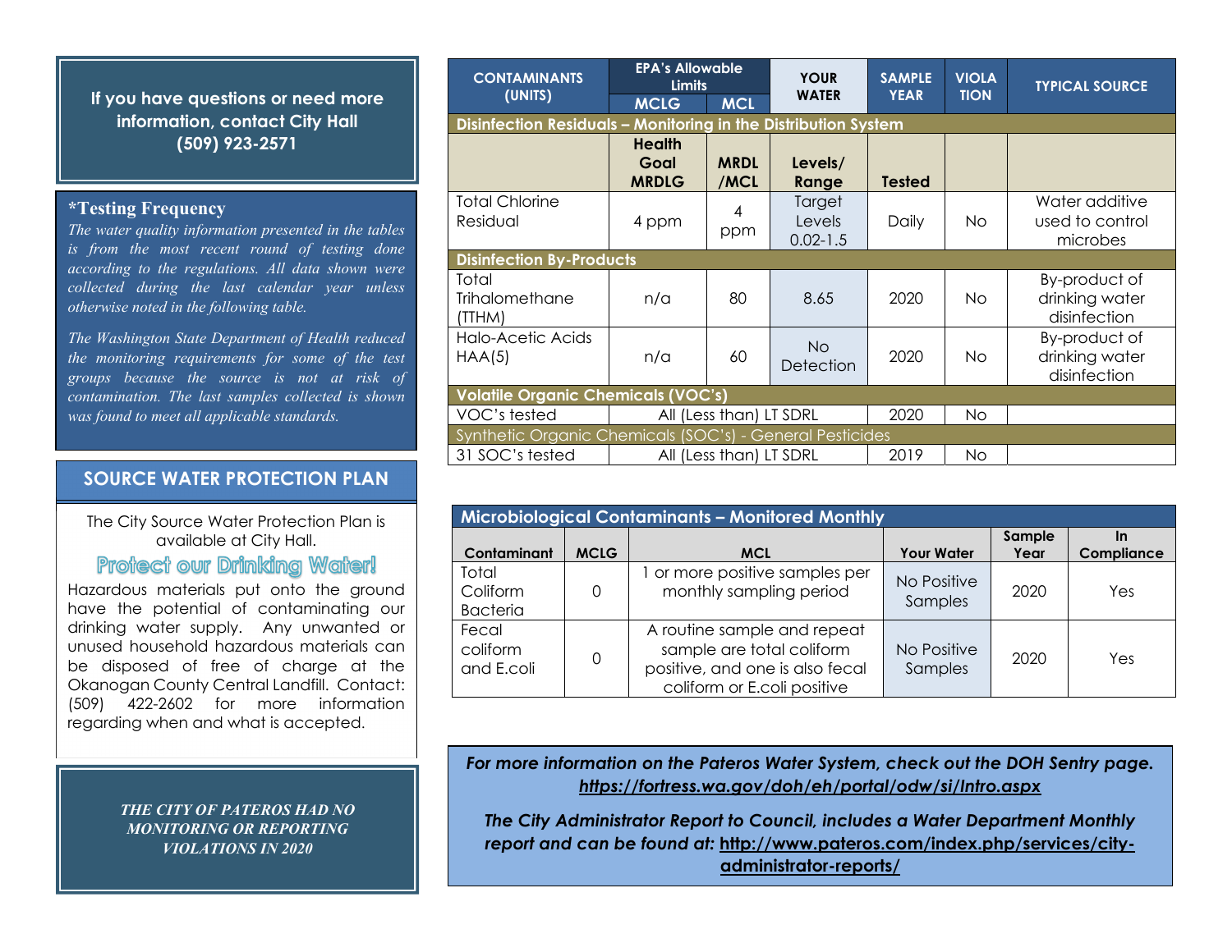**If you have questions or need more information, contact City Hall (509) 923-2571**

## *Testing Frequency

*The water quality information presented in the tables is from the most recent round of testing done according to the regulations. All data shown were collected during the last calendar year unless otherwise noted in the following table.*

*The Washington State Department of Health reduced the monitoring requirements for some of the test groups because the source is not at risk of contamination. The last samples collected is shown was found to meet all applicable standards.*

## SOURCE WATER PROTECTION PLAN

The City Source Water Protection Plan is available at City Hall.

**Protect our Drinking Water!**

Hazardous materials put onto the ground have the potential of contaminating our drinking water supply. Any unwanted or unused household hazardous materials can be disposed of free of charge at the Okanogan County Central Landfill. Contact: (509) 422-2602 for more information regarding when and what is accepted.

***THE CITY OF PATEROS HAD NO MONITORING OR REPORTING VIOLATIONS IN 2020***

| CONTAMINANTS (UNITS) | EPA's Allowable Limits MCLG | MCL | YOUR WATER | SAMPLE YEAR | VIOLATION | TYPICAL SOURCE |
|---|---|---|---|---|---|---|
| **Disinfection Residuals – Monitoring in the Distribution System** | | | | | | |
| | **Health Goal MRDLG** | **MRDL /MCL** | **Levels/ Range** | **Tested** | | |
| Total Chlorine Residual | 4 ppm | 4 ppm | Target Levels 0.02-1.5 | Daily | No | Water additive used to control microbes |
| **Disinfection By-Products** | | | | | | |
| Total Trihalomethane (TTHM) | n/a | 80 | 8.65 | 2020 | No | By-product of drinking water disinfection |
| Halo-Acetic Acids HAA(5) | n/a | 60 | No Detection | 2020 | No | By-product of drinking water disinfection |
| **Volatile Organic Chemicals (VOC's)** | | | | | | |
| VOC's tested | All (Less than) LT SDRL | | | 2020 | No | |
| Synthetic Organic Chemicals (SOC's) - General Pesticides | | | | | | |
| 31 SOC's tested | All (Less than) LT SDRL | | | 2019 | No | |

| Microbiological Contaminants – Monitored Monthly | | | | | |
|---|---|---|---|---|---|
| **Contaminant** | **MCLG** | **MCL** | **Your Water** | **Sample Year** | **In Compliance** |
| Total Coliform Bacteria | 0 | 1 or more positive samples per monthly sampling period | No Positive Samples | 2020 | Yes |
| Fecal coliform and E.coli | 0 | A routine sample and repeat sample are total coliform positive, and one is also fecal coliform or E.coli positive | No Positive Samples | 2020 | Yes |

***For more information on the Pateros Water System, check out the DOH Sentry page.*** ***https://fortress.wa.gov/doh/eh/portal/odw/si/Intro.aspx***

***The City Administrator Report to Council, includes a Water Department Monthly report and can be found at:*** **http://www.pateros.com/index.php/services/city-administrator-reports/**